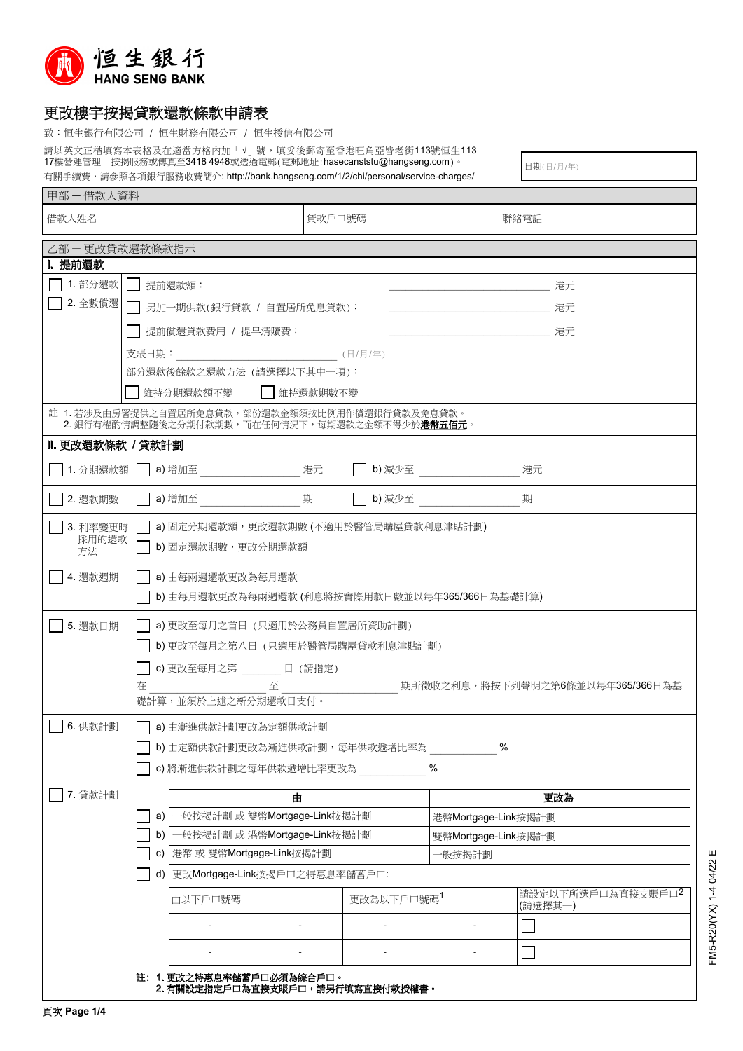**恒生銀行**
**HANG SENG BANK**

# 更改樓宇按揭貸款還款條款申請表

致：恒生銀行有限公司 / 恒生財務有限公司 / 恒生授信有限公司

請以英文正楷填寫本表格及在適當方格內加「√」號，填妥後郵寄至香港旺角亞皆老街113號恒生113 17樓營運管理 - 按揭服務或傳真至3418 4948或透過電郵(電郵地址: hasecanststu@hangseng.com)。

有關手續費，請參照各項銀行服務收費簡介: http://bank.hangseng.com/1/2/chi/personal/service-charges/

日期(日/月/年)

## 甲部 — 借款人資料

| 借款人姓名 | 貸款戶口號碼 | 聯絡電話 |
|---|---|---|
| | | |

## 乙部 — 更改貸款還款條款指示

### I. 提前還款

☐ 1. 部分還款
☐ 2. 全數償還

☐ 提前還款額：________________ 港元

☐ 另加一期供款(銀行貸款 / 自置居所免息貸款)：________________ 港元

☐ 提前償還貸款費用 / 提早清贖費：________________ 港元

支賬日期：________________ (日/月/年)

部分還款後餘款之還款方法 (請選擇以下其中一項)：

☐ 維持分期還款額不變　☐ 維持還款期數不變

註 1. 若涉及由房署提供之自置居所免息貸款，部份還款金額須按比例用作償還銀行貸款及免息貸款。
2. 銀行有權酌情調整隨後之分期付款期數，而在任何情況下，每期還款之金額不得少於**港幣五佰元**。

### II. 更改還款條款 / 貸款計劃

☐ 1. 分期還款額
- ☐ a) 增加至 ________________ 港元　☐ b) 減少至 ________________ 港元

☐ 2. 還款期數
- ☐ a) 增加至 ________________ 期　☐ b) 減少至 ________________ 期

☐ 3. 利率變更時採用的還款方法
- ☐ a) 固定分期還款額，更改還款期數 (不適用於醫管局購屋貸款利息津貼計劃)
- ☐ b) 固定還款期數，更改分期還款額

☐ 4. 還款週期
- ☐ a) 由每兩週還款更改為每月還款
- ☐ b) 由每月還款更改為每兩週還款 (利息將按實際用款日數並以每年365/366日為基礎計算)

☐ 5. 還款日期
- ☐ a) 更改至每月之首日 (只適用於公務員自置居所資助計劃)
- ☐ b) 更改至每月之第八日 (只適用於醫管局購屋貸款利息津貼計劃)
- ☐ c) 更改至每月之第 ________ 日 (請指定)

在 ________________ 至 ________________ 期所徵收之利息，將按下列聲明之第6條並以每年365/366日為基礎計算，並須於上述之新分期還款日支付。

☐ 6. 供款計劃
- ☐ a) 由漸進供款計劃更改為定額供款計劃
- ☐ b) 由定額供款計劃更改為漸進供款計劃，每年供款遞增比率為 ________ %
- ☐ c) 將漸進供款計劃之每年供款遞增比率更改為 ________ %

☐ 7. 貸款計劃

| | 由 | 更改為 |
|---|---|---|
| ☐ a) | 一般按揭計劃 或 雙幣Mortgage-Link按揭計劃 | 港幣Mortgage-Link按揭計劃 |
| ☐ b) | 一般按揭計劃 或 港幣Mortgage-Link按揭計劃 | 雙幣Mortgage-Link按揭計劃 |
| ☐ c) | 港幣 或 雙幣Mortgage-Link按揭計劃 | 一般按揭計劃 |

☐ d) 更改Mortgage-Link按揭戶口之特惠息率儲蓄戶口:

| 由以下戶口號碼 | 更改為以下戶口號碼[1] | 請設定以下所選戶口為直接支賬戶口[2] (請選擇其一) |
|---|---|---|
| - - | - - | ☐ |
| - - | - - | ☐ |

**註: 1. 更改之特惠息率儲蓄戶口必須為綜合戶口。**
**2. 有關設定指定戶口為直接支賬戶口，請另行填寫直接付款授權書。**

FM5-R20(YX) 1-4 04/22 E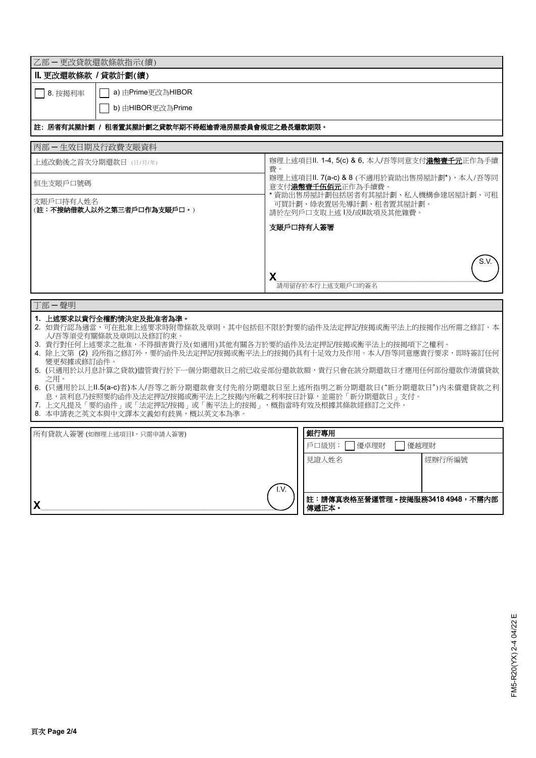## 乙部 ─ 更改貸款還款條款指示(續)

### II. 更改還款條款 / 貸款計劃(續)

| | |
|---|---|
| ☐ 8. 按揭利率 | ☐ a) 由Prime更改為HIBOR |
| | ☐ b) 由HIBOR更改為Prime |

**註：居者有其屋計劃 / 租者置其屋計劃之貸款年期不得超逾香港房屋委員會規定之最長還款期限。**

## 丙部 ─ 生效日期及行政費支賬資料

| | |
|---|---|
| 上述改動後之首次分期還款日 (日/月/年) | 辦理上述項目II. 1-4, 5(c) & 6, 本人/吾等同意支付**港幣壹千元**正作為手續費。 |
| 恒生支賬戶口號碼 | 辦理上述項目II. 7(a-c) & 8 (不適用於資助出售房屋計劃*)，本人/吾等同意支付**港幣壹千伍佰元**正作為手續費。 |
| 支賬戶口持有人姓名<br>(**註：不接納借款人以外之第三者戶口作為支賬戶口。**) | * 資助出售房屋計劃包括居者有其屋計劃、私人機構參建居屋計劃、可租可買計劃、綠表置居先導計劃、租者置其屋計劃。<br>請於左列戶口支取上述 I及/或II款項及其他雜費。<br><br>**支賬戶口持有人簽署**<br><br>S.V.<br>X ______________________<br>請用留存於本行上述支賬戶口的簽名 |

## 丁部 ─ 聲明

1. **上述要求以貴行全權酌情決定及批准者為準。**
2. 如貴行認為適當，可在批准上述要求時附帶條款及章則，其中包括但不限於對要約函件及法定押記/按揭或衡平法上的按揭作出所需之修訂。本人/吾等須受有關條款及章則以及修訂約束。
3. 貴行對任何上述要求之批准，不得損害貴行及(如適用)其他有關各方於要約函件及法定押記/按揭或衡平法上的按揭項下之權利。
4. 除上文第 (2) 段所指之修訂外，要約函件及法定押記/按揭或衡平法上的按揭仍具有十足效力及作用。本人/吾等同意應貴行要求，即時簽訂任何變更契據或修訂函件。
5. (只適用於以月息計算之貸款)儘管貴行於下一個分期還款日之前已收妥部份還款款額，貴行只會在該分期還款日才應用任何部份還款作清償貸款之用。
6. (只適用於以上II.5(a-c)者)本人/吾等之新分期還款會支付先前分期還款日至上述所指明之新分期還款日("新分期還款日")內未償還貸款之利息，該利息乃按照要約函件及法定押記/按揭或衡平法上之按揭內所載之利率按日計算，並需於「新分期還款日」支付。
7. 上文凡提及「要約函件」或「法定押記/按揭」或「衡平法上的按揭」，概指當時有效及根據其條款經修訂之文件。
8. 本申請表之英文本與中文譯本文義如有歧異，概以英文本為準。

| 所有貸款人簽署 (如辦理上述項目I，只需申請人簽署) | **銀行專用** | |
|---|---|---|
| | 戶口級別：☐ 優卓理財 ☐ 優越理財 | |
| | 見證人姓名 | 經辦行所編號 |
| I.V.<br>X ______________________ | **註：請傳真表格至營運管理 - 按揭服務3418 4948，不需內部傳遞正本。** | |

FM5-R20(YX) 2-4 04/22 E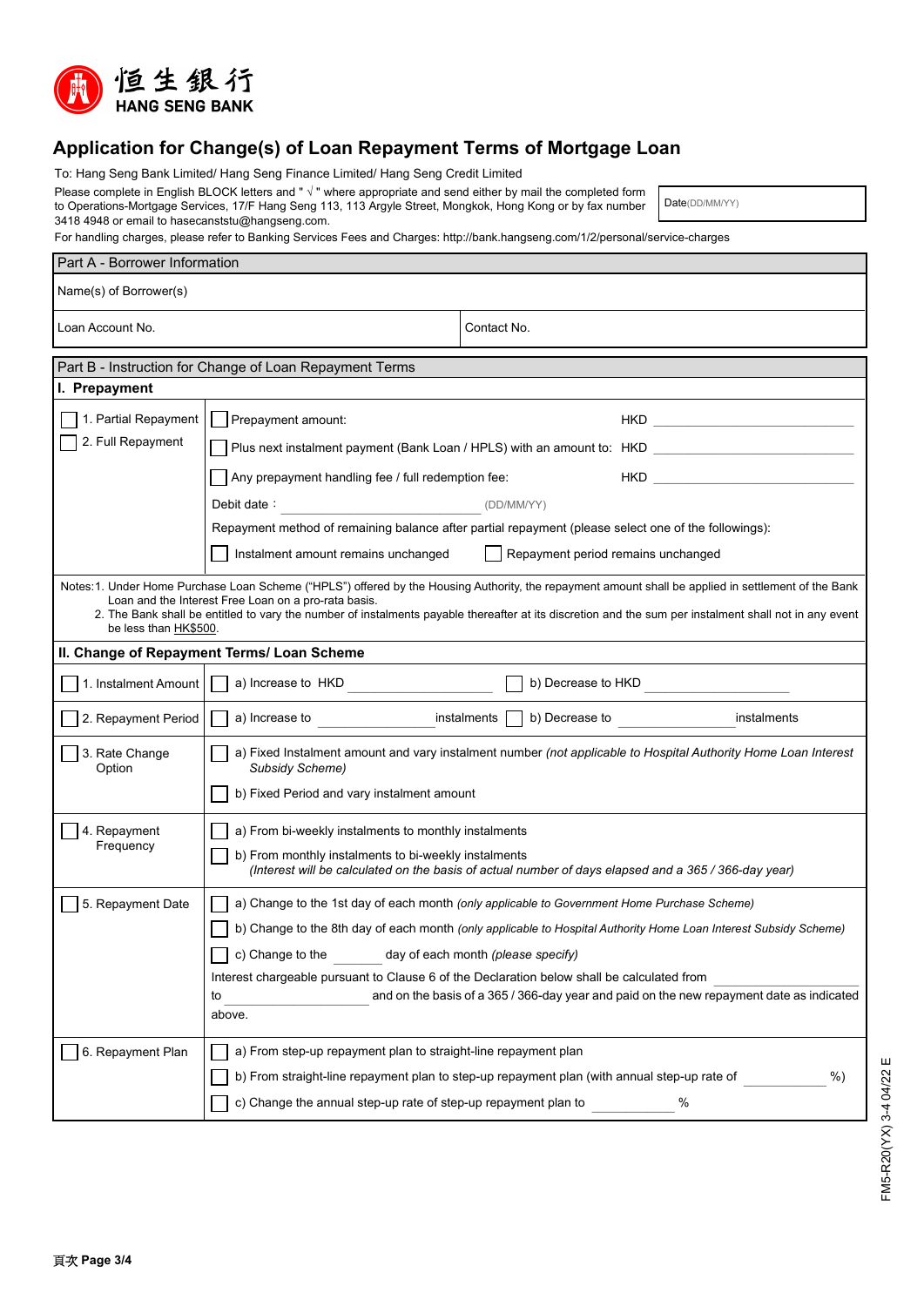恒生銀行
HANG SENG BANK

# Application for Change(s) of Loan Repayment Terms of Mortgage Loan

To: Hang Seng Bank Limited/ Hang Seng Finance Limited/ Hang Seng Credit Limited

Please complete in English BLOCK letters and " √ " where appropriate and send either by mail the completed form to Operations-Mortgage Services, 17/F Hang Seng 113, 113 Argyle Street, Mongkok, Hong Kong or by fax number 3418 4948 or email to hasecanststu@hangseng.com.

Date(DD/MM/YY) ______

For handling charges, please refer to Banking Services Fees and Charges: http://bank.hangseng.com/1/2/personal/service-charges

## Part A - Borrower Information

| Name(s) of Borrower(s) | |
|---|---|
| Loan Account No. | Contact No. |

## Part B - Instruction for Change of Loan Repayment Terms

### I. Prepayment

| | |
|---|---|
| ☐ 1. Partial Repayment<br>☐ 2. Full Repayment | ☐ Prepayment amount: HKD ______<br>☐ Plus next instalment payment (Bank Loan / HPLS) with an amount to: HKD ______<br>☐ Any prepayment handling fee / full redemption fee: HKD ______<br>Debit date : ______ (DD/MM/YY)<br>Repayment method of remaining balance after partial repayment (please select one of the followings):<br>☐ Instalment amount remains unchanged ☐ Repayment period remains unchanged |

Notes: 1. Under Home Purchase Loan Scheme ("HPLS") offered by the Housing Authority, the repayment amount shall be applied in settlement of the Bank Loan and the Interest Free Loan on a pro-rata basis.
2. The Bank shall be entitled to vary the number of instalments payable thereafter at its discretion and the sum per instalment shall not in any event be less than HK$500.

### II. Change of Repayment Terms/ Loan Scheme

| | |
|---|---|
| ☐ 1. Instalment Amount | ☐ a) Increase to HKD ______ ☐ b) Decrease to HKD ______ |
| ☐ 2. Repayment Period | ☐ a) Increase to ______ instalments ☐ b) Decrease to ______ instalments |
| ☐ 3. Rate Change Option | ☐ a) Fixed Instalment amount and vary instalment number *(not applicable to Hospital Authority Home Loan Interest Subsidy Scheme)*<br>☐ b) Fixed Period and vary instalment amount |
| ☐ 4. Repayment Frequency | ☐ a) From bi-weekly instalments to monthly instalments<br>☐ b) From monthly instalments to bi-weekly instalments<br>*(Interest will be calculated on the basis of actual number of days elapsed and a 365 / 366-day year)* |
| ☐ 5. Repayment Date | ☐ a) Change to the 1st day of each month *(only applicable to Government Home Purchase Scheme)*<br>☐ b) Change to the 8th day of each month *(only applicable to Hospital Authority Home Loan Interest Subsidy Scheme)*<br>☐ c) Change to the ______ day of each month *(please specify)*<br>Interest chargeable pursuant to Clause 6 of the Declaration below shall be calculated from ______ to ______ and on the basis of a 365 / 366-day year and paid on the new repayment date as indicated above. |
| ☐ 6. Repayment Plan | ☐ a) From step-up repayment plan to straight-line repayment plan<br>☐ b) From straight-line repayment plan to step-up repayment plan (with annual step-up rate of ______ %)<br>☐ c) Change the annual step-up rate of step-up repayment plan to ______ % |

FM5-R20(YX) 3-4 04/22 E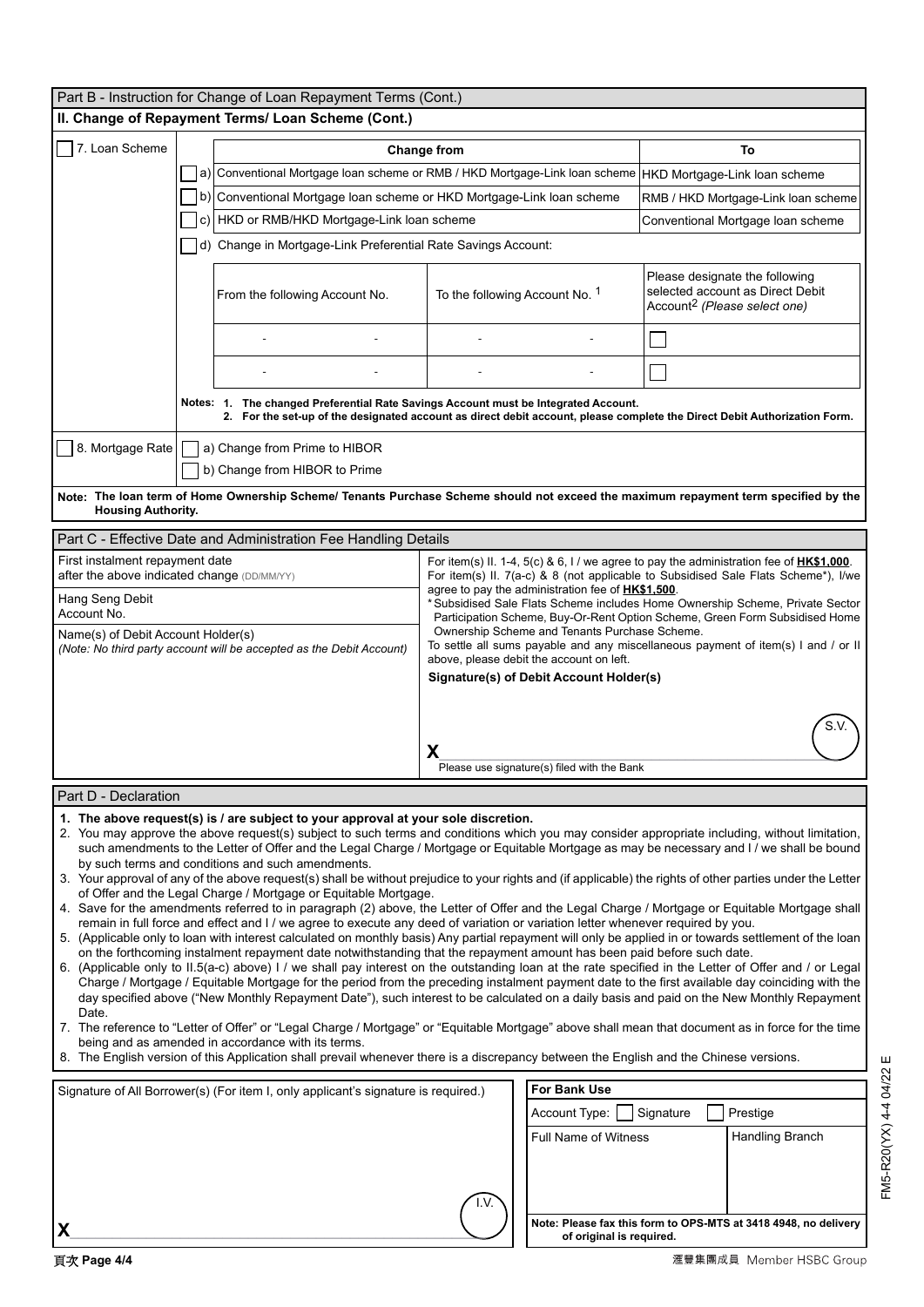## Part B - Instruction for Change of Loan Repayment Terms (Cont.)

### II. Change of Repayment Terms/ Loan Scheme (Cont.)

☐ 7. Loan Scheme

| | Change from | To |
|---|---|---|
| ☐ a) | Conventional Mortgage loan scheme or RMB / HKD Mortgage-Link loan scheme | HKD Mortgage-Link loan scheme |
| ☐ b) | Conventional Mortgage loan scheme or HKD Mortgage-Link loan scheme | RMB / HKD Mortgage-Link loan scheme |
| ☐ c) | HKD or RMB/HKD Mortgage-Link loan scheme | Conventional Mortgage loan scheme |

☐ d) Change in Mortgage-Link Preferential Rate Savings Account:

| From the following Account No. | To the following Account No. [1] | Please designate the following selected account as Direct Debit Account[2] *(Please select one)* |
|---|---|---|
| - - | - - | ☐ |
| - - | - - | ☐ |

Notes: **1. The changed Preferential Rate Savings Account must be Integrated Account.**
**2. For the set-up of the designated account as direct debit account, please complete the Direct Debit Authorization Form.**

☐ 8. Mortgage Rate
☐ a) Change from Prime to HIBOR
☐ b) Change from HIBOR to Prime

**Note: The loan term of Home Ownership Scheme/ Tenants Purchase Scheme should not exceed the maximum repayment term specified by the Housing Authority.**

## Part C - Effective Date and Administration Fee Handling Details

First instalment repayment date after the above indicated change (DD/MM/YY)

Hang Seng Debit Account No.

Name(s) of Debit Account Holder(s)
*(Note: No third party account will be accepted as the Debit Account)*

For item(s) II. 1-4, 5(c) & 6, I / we agree to pay the administration fee of **HK$1,000**.
For item(s) II. 7(a-c) & 8 (not applicable to Subsidised Sale Flats Scheme*), I/we agree to pay the administration fee of **HK$1,500**.
*Subsidised Sale Flats Scheme includes Home Ownership Scheme, Private Sector Participation Scheme, Buy-Or-Rent Option Scheme, Green Form Subsidised Home Ownership Scheme and Tenants Purchase Scheme.
To settle all sums payable and any miscellaneous payment of item(s) I and / or II above, please debit the account on left.

**Signature(s) of Debit Account Holder(s)**

S.V.

**X**
Please use signature(s) filed with the Bank

## Part D - Declaration

1. **The above request(s) is / are subject to your approval at your sole discretion.**
2. You may approve the above request(s) subject to such terms and conditions which you may consider appropriate including, without limitation, such amendments to the Letter of Offer and the Legal Charge / Mortgage or Equitable Mortgage as may be necessary and I / we shall be bound by such terms and conditions and such amendments.
3. Your approval of any of the above request(s) shall be without prejudice to your rights and (if applicable) the rights of other parties under the Letter of Offer and the Legal Charge / Mortgage or Equitable Mortgage.
4. Save for the amendments referred to in paragraph (2) above, the Letter of Offer and the Legal Charge / Mortgage or Equitable Mortgage shall remain in full force and effect and I / we agree to execute any deed of variation or variation letter whenever required by you.
5. (Applicable only to loan with interest calculated on monthly basis) Any partial repayment will only be applied in or towards settlement of the loan on the forthcoming instalment repayment date notwithstanding that the repayment amount has been paid before such date.
6. (Applicable only to II.5(a-c) above) I / we shall pay interest on the outstanding loan at the rate specified in the Letter of Offer and / or Legal Charge / Mortgage / Equitable Mortgage for the period from the preceding instalment payment date to the first available day coinciding with the day specified above ("New Monthly Repayment Date"), such interest to be calculated on a daily basis and paid on the New Monthly Repayment Date.
7. The reference to "Letter of Offer" or "Legal Charge / Mortgage" or "Equitable Mortgage" above shall mean that document as in force for the time being and as amended in accordance with its terms.
8. The English version of this Application shall prevail whenever there is a discrepancy between the English and the Chinese versions.

Signature of All Borrower(s) (For item I, only applicant's signature is required.)

I.V.

**X**

**For Bank Use**

Account Type: ☐ Signature ☐ Prestige

| Full Name of Witness | Handling Branch |
|---|---|
| | |

**Note: Please fax this form to OPS-MTS at 3418 4948, no delivery of original is required.**

FM5-R20(YX) 4-4 04/22 E

滙豐集團成員 Member HSBC Group